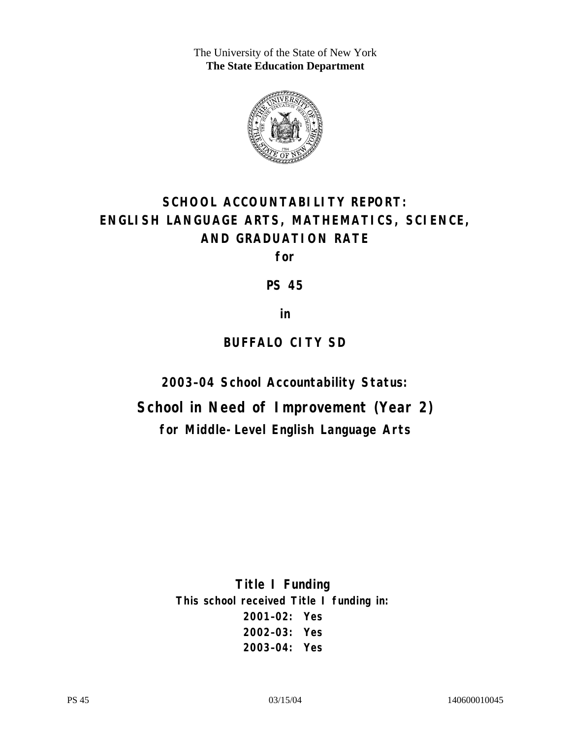The University of the State of New York
**The State Education Department**

# SCHOOL ACCOUNTABILITY REPORT: ENGLISH LANGUAGE ARTS, MATHEMATICS, SCIENCE, AND GRADUATION RATE

**for**

**PS 45**

**in**

**BUFFALO CITY SD**

## 2003–04 School Accountability Status:

## School in Need of Improvement (Year 2)

**for Middle-Level English Language Arts**

**Title I Funding**

**This school received Title I funding in:**

**2001–02: Yes**

**2002–03: Yes**

**2003–04: Yes**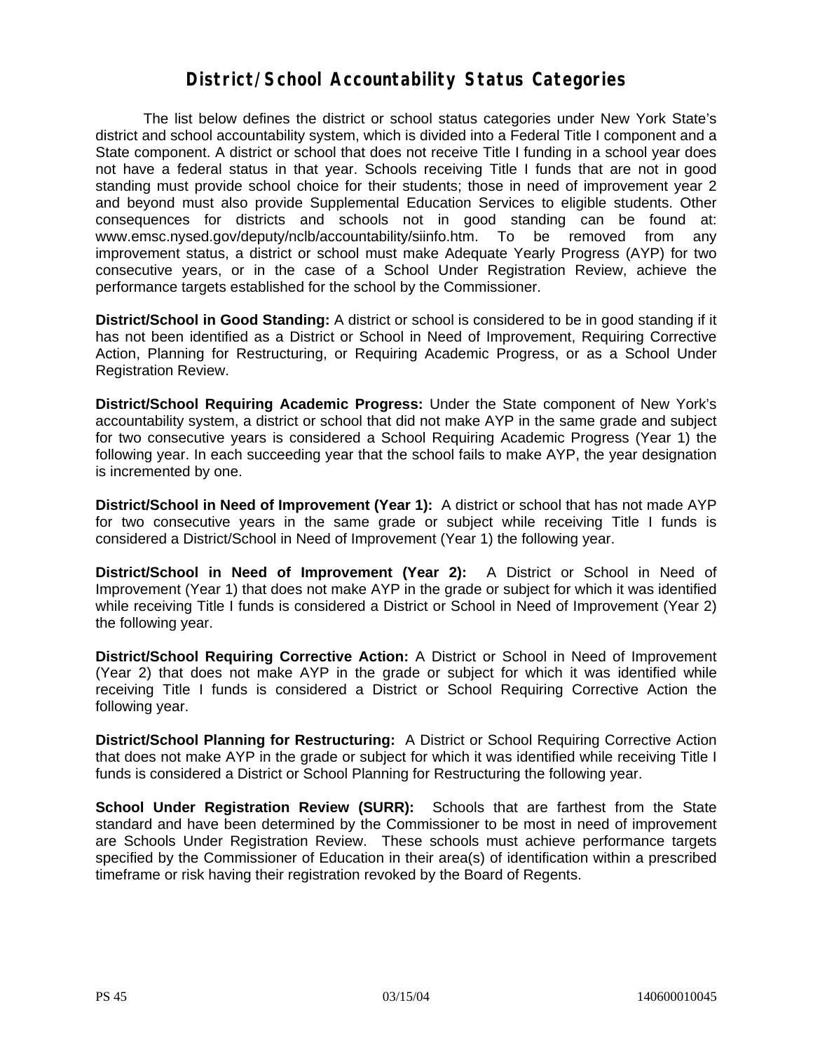# District/School Accountability Status Categories

The list below defines the district or school status categories under New York State's district and school accountability system, which is divided into a Federal Title I component and a State component. A district or school that does not receive Title I funding in a school year does not have a federal status in that year. Schools receiving Title I funds that are not in good standing must provide school choice for their students; those in need of improvement year 2 and beyond must also provide Supplemental Education Services to eligible students. Other consequences for districts and schools not in good standing can be found at: www.emsc.nysed.gov/deputy/nclb/accountability/siinfo.htm. To be removed from any improvement status, a district or school must make Adequate Yearly Progress (AYP) for two consecutive years, or in the case of a School Under Registration Review, achieve the performance targets established for the school by the Commissioner.

**District/School in Good Standing:** A district or school is considered to be in good standing if it has not been identified as a District or School in Need of Improvement, Requiring Corrective Action, Planning for Restructuring, or Requiring Academic Progress, or as a School Under Registration Review.

**District/School Requiring Academic Progress:** Under the State component of New York's accountability system, a district or school that did not make AYP in the same grade and subject for two consecutive years is considered a School Requiring Academic Progress (Year 1) the following year. In each succeeding year that the school fails to make AYP, the year designation is incremented by one.

**District/School in Need of Improvement (Year 1):** A district or school that has not made AYP for two consecutive years in the same grade or subject while receiving Title I funds is considered a District/School in Need of Improvement (Year 1) the following year.

**District/School in Need of Improvement (Year 2):** A District or School in Need of Improvement (Year 1) that does not make AYP in the grade or subject for which it was identified while receiving Title I funds is considered a District or School in Need of Improvement (Year 2) the following year.

**District/School Requiring Corrective Action:** A District or School in Need of Improvement (Year 2) that does not make AYP in the grade or subject for which it was identified while receiving Title I funds is considered a District or School Requiring Corrective Action the following year.

**District/School Planning for Restructuring:** A District or School Requiring Corrective Action that does not make AYP in the grade or subject for which it was identified while receiving Title I funds is considered a District or School Planning for Restructuring the following year.

**School Under Registration Review (SURR):** Schools that are farthest from the State standard and have been determined by the Commissioner to be most in need of improvement are Schools Under Registration Review. These schools must achieve performance targets specified by the Commissioner of Education in their area(s) of identification within a prescribed timeframe or risk having their registration revoked by the Board of Regents.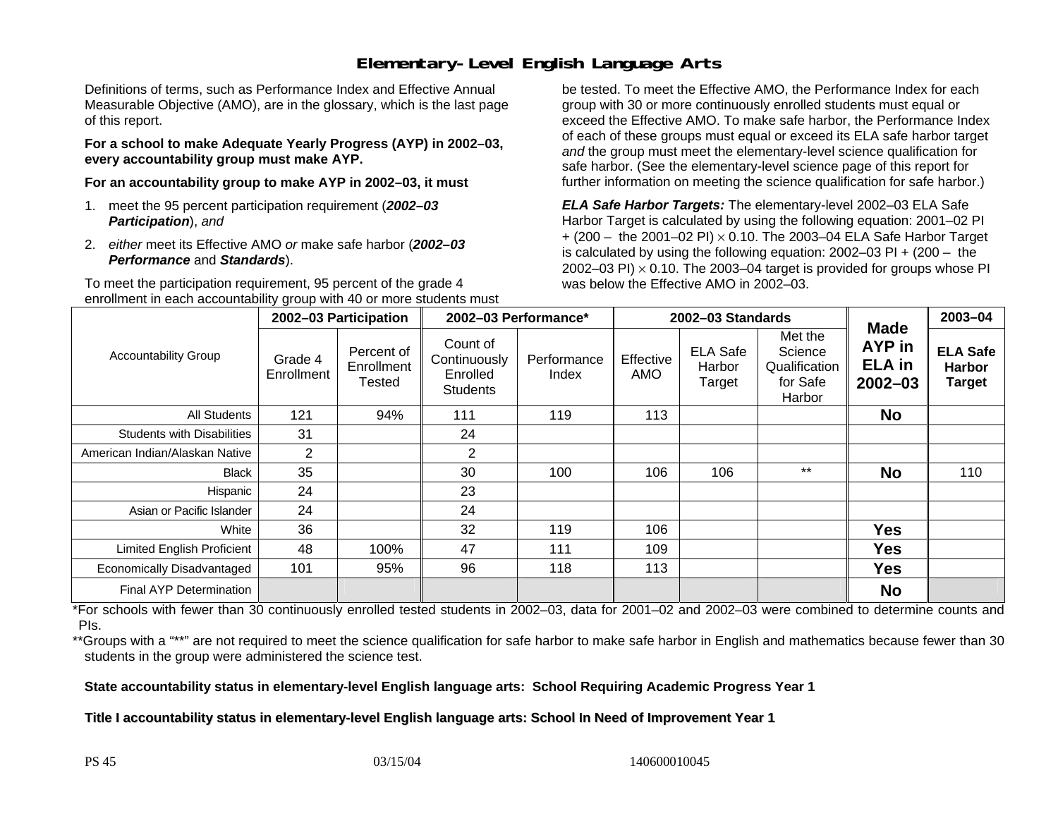# Elementary-Level English Language Arts

Definitions of terms, such as Performance Index and Effective Annual Measurable Objective (AMO), are in the glossary, which is the last page of this report.

**For a school to make Adequate Yearly Progress (AYP) in 2002–03, every accountability group must make AYP.**

**For an accountability group to make AYP in 2002–03, it must**

1. meet the 95 percent participation requirement (***2002–03 Participation***), *and*
2. *either* meet its Effective AMO *or* make safe harbor (***2002–03 Performance*** and ***Standards***).

To meet the participation requirement, 95 percent of the grade 4 enrollment in each accountability group with 40 or more students must be tested. To meet the Effective AMO, the Performance Index for each group with 30 or more continuously enrolled students must equal or exceed the Effective AMO. To make safe harbor, the Performance Index of each of these groups must equal or exceed its ELA safe harbor target *and* the group must meet the elementary-level science qualification for safe harbor. (See the elementary-level science page of this report for further information on meeting the science qualification for safe harbor.)

***ELA Safe Harbor Targets:*** The elementary-level 2002–03 ELA Safe Harbor Target is calculated by using the following equation: 2001–02 PI + (200 – the 2001–02 PI) $\times$ 0.10. The 2003–04 ELA Safe Harbor Target is calculated by using the following equation: 2002–03 PI + (200 – the 2002–03 PI) $\times$ 0.10. The 2003–04 target is provided for groups whose PI was below the Effective AMO in 2002–03.

| Accountability Group | 2002–03 Participation | | 2002–03 Performance* | | 2002–03 Standards | | | Made AYP in ELA in 2002–03 | 2003–04 |
|---|---|---|---|---|---|---|---|---|---|
| | Grade 4 Enrollment | Percent of Enrollment Tested | Count of Continuously Enrolled Students | Performance Index | Effective AMO | ELA Safe Harbor Target | Met the Science Qualification for Safe Harbor | | **ELA Safe Harbor Target** |
| All Students | 121 | 94% | 111 | 119 | 113 | | | **No** | |
| Students with Disabilities | 31 | | 24 | | | | | | |
| American Indian/Alaskan Native | 2 | | 2 | | | | | | |
| Black | 35 | | 30 | 100 | 106 | 106 | ** | **No** | 110 |
| Hispanic | 24 | | 23 | | | | | | |
| Asian or Pacific Islander | 24 | | 24 | | | | | | |
| White | 36 | | 32 | 119 | 106 | | | **Yes** | |
| Limited English Proficient | 48 | 100% | 47 | 111 | 109 | | | **Yes** | |
| Economically Disadvantaged | 101 | 95% | 96 | 118 | 113 | | | **Yes** | |
| Final AYP Determination | | | | | | | | **No** | |

*For schools with fewer than 30 continuously enrolled tested students in 2002–03, data for 2001–02 and 2002–03 were combined to determine counts and PIs.

**Groups with a "**" are not required to meet the science qualification for safe harbor to make safe harbor in English and mathematics because fewer than 30 students in the group were administered the science test.

**State accountability status in elementary-level English language arts: School Requiring Academic Progress Year 1**

**Title I accountability status in elementary-level English language arts: School In Need of Improvement Year 1**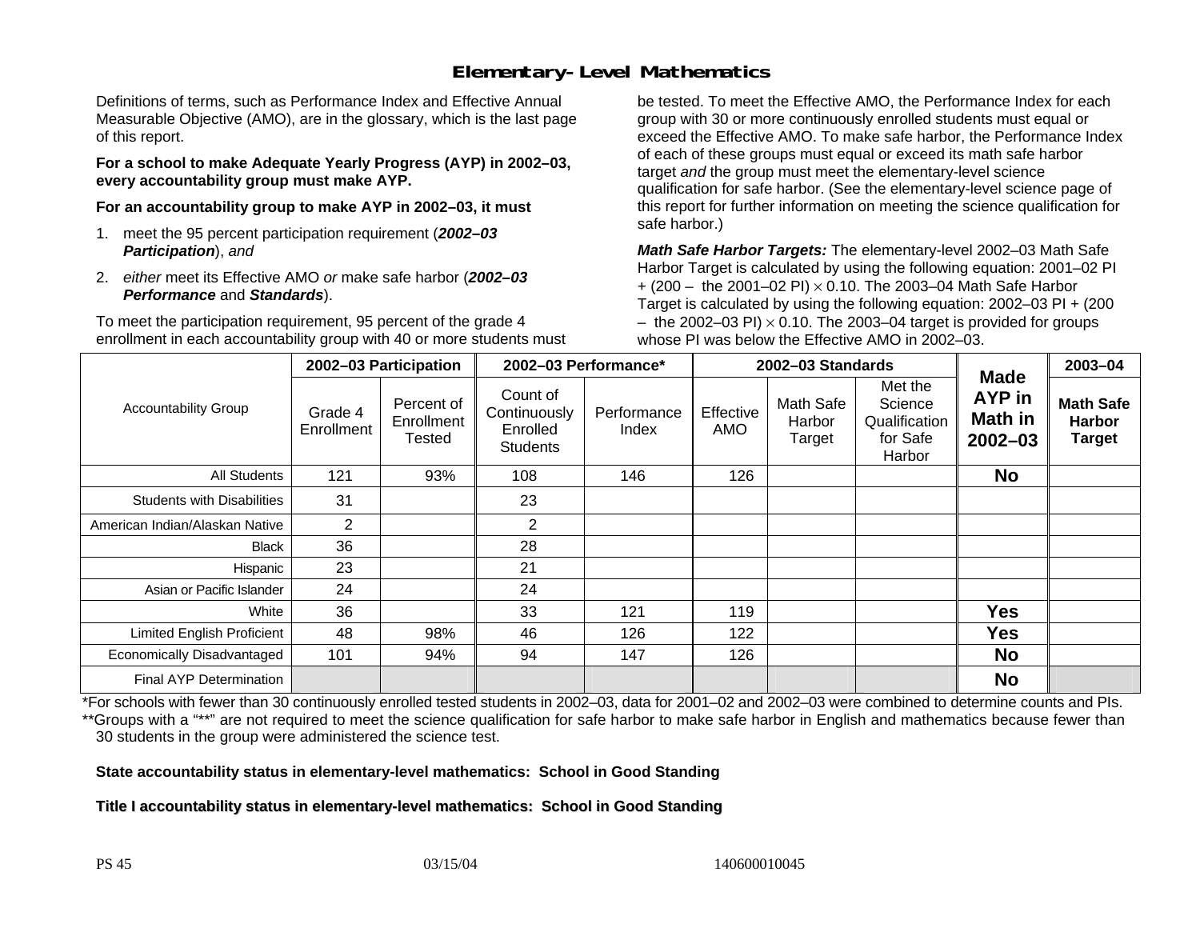# Elementary-Level Mathematics

Definitions of terms, such as Performance Index and Effective Annual Measurable Objective (AMO), are in the glossary, which is the last page of this report.

**For a school to make Adequate Yearly Progress (AYP) in 2002–03, every accountability group must make AYP.**

**For an accountability group to make AYP in 2002–03, it must**

1. meet the 95 percent participation requirement (***2002–03 Participation***), *and*
2. *either* meet its Effective AMO *or* make safe harbor (***2002–03 Performance*** and ***Standards***).

To meet the participation requirement, 95 percent of the grade 4 enrollment in each accountability group with 40 or more students must be tested. To meet the Effective AMO, the Performance Index for each group with 30 or more continuously enrolled students must equal or exceed the Effective AMO. To make safe harbor, the Performance Index of each of these groups must equal or exceed its math safe harbor target *and* the group must meet the elementary-level science qualification for safe harbor. (See the elementary-level science page of this report for further information on meeting the science qualification for safe harbor.)

***Math Safe Harbor Targets:*** The elementary-level 2002–03 Math Safe Harbor Target is calculated by using the following equation: 2001–02 PI + (200 – the 2001–02 PI) $\times$ 0.10. The 2003–04 Math Safe Harbor Target is calculated by using the following equation: 2002–03 PI + (200 – the 2002–03 PI) $\times$ 0.10. The 2003–04 target is provided for groups whose PI was below the Effective AMO in 2002–03.

| Accountability Group | 2002–03 Participation | | 2002–03 Performance* | | 2002–03 Standards | | | Made AYP in Math in 2002–03 | 2003–04 |
|---|---|---|---|---|---|---|---|---|---|
| | Grade 4 Enrollment | Percent of Enrollment Tested | Count of Continuously Enrolled Students | Performance Index | Effective AMO | Math Safe Harbor Target | Met the Science Qualification for Safe Harbor | | Math Safe Harbor Target |
| All Students | 121 | 93% | 108 | 146 | 126 | | | **No** | |
| Students with Disabilities | 31 | | 23 | | | | | | |
| American Indian/Alaskan Native | 2 | | 2 | | | | | | |
| Black | 36 | | 28 | | | | | | |
| Hispanic | 23 | | 21 | | | | | | |
| Asian or Pacific Islander | 24 | | 24 | | | | | | |
| White | 36 | | 33 | 121 | 119 | | | **Yes** | |
| Limited English Proficient | 48 | 98% | 46 | 126 | 122 | | | **Yes** | |
| Economically Disadvantaged | 101 | 94% | 94 | 147 | 126 | | | **No** | |
| Final AYP Determination | | | | | | | | **No** | |

*For schools with fewer than 30 continuously enrolled tested students in 2002–03, data for 2001–02 and 2002–03 were combined to determine counts and PIs.

**Groups with a "**" are not required to meet the science qualification for safe harbor to make safe harbor in English and mathematics because fewer than 30 students in the group were administered the science test.

**State accountability status in elementary-level mathematics: School in Good Standing**

**Title I accountability status in elementary-level mathematics: School in Good Standing**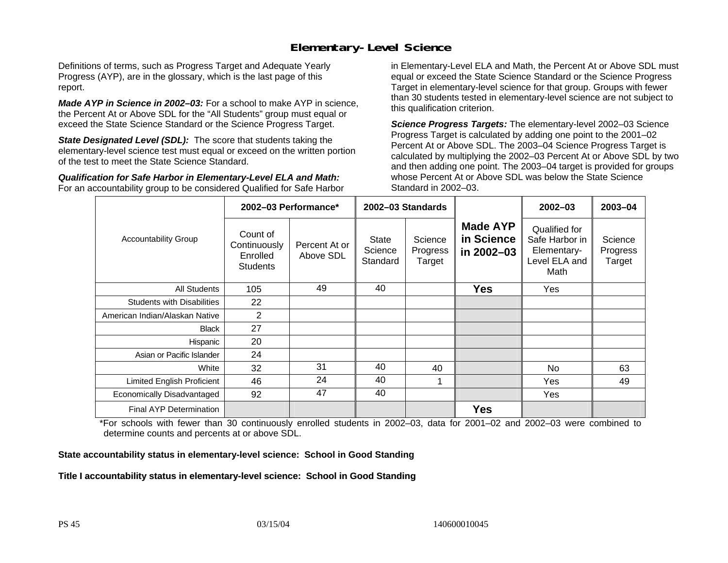# Elementary-Level Science

Definitions of terms, such as Progress Target and Adequate Yearly Progress (AYP), are in the glossary, which is the last page of this report.

***Made AYP in Science in 2002–03:*** For a school to make AYP in science, the Percent At or Above SDL for the "All Students" group must equal or exceed the State Science Standard or the Science Progress Target.

***State Designated Level (SDL):*** The score that students taking the elementary-level science test must equal or exceed on the written portion of the test to meet the State Science Standard.

***Qualification for Safe Harbor in Elementary-Level ELA and Math:*** For an accountability group to be considered Qualified for Safe Harbor in Elementary-Level ELA and Math, the Percent At or Above SDL must equal or exceed the State Science Standard or the Science Progress Target in elementary-level science for that group. Groups with fewer than 30 students tested in elementary-level science are not subject to this qualification criterion.

***Science Progress Targets:*** The elementary-level 2002–03 Science Progress Target is calculated by adding one point to the 2001–02 Percent At or Above SDL. The 2003–04 Science Progress Target is calculated by multiplying the 2002–03 Percent At or Above SDL by two and then adding one point. The 2003–04 target is provided for groups whose Percent At or Above SDL was below the State Science Standard in 2002–03.

| Accountability Group | 2002–03 Performance* | | 2002–03 Standards | | Made AYP in Science in 2002–03 | 2002–03 | 2003–04 |
|---|---|---|---|---|---|---|---|
| | Count of Continuously Enrolled Students | Percent At or Above SDL | State Science Standard | Science Progress Target | | Qualified for Safe Harbor in Elementary-Level ELA and Math | Science Progress Target |
| All Students | 105 | 49 | 40 | | **Yes** | Yes | |
| Students with Disabilities | 22 | | | | | | |
| American Indian/Alaskan Native | 2 | | | | | | |
| Black | 27 | | | | | | |
| Hispanic | 20 | | | | | | |
| Asian or Pacific Islander | 24 | | | | | | |
| White | 32 | 31 | 40 | 40 | | No | 63 |
| Limited English Proficient | 46 | 24 | 40 | 1 | | Yes | 49 |
| Economically Disadvantaged | 92 | 47 | 40 | | | Yes | |
| Final AYP Determination | | | | | **Yes** | | |

*For schools with fewer than 30 continuously enrolled students in 2002–03, data for 2001–02 and 2002–03 were combined to determine counts and percents at or above SDL.

**State accountability status in elementary-level science: School in Good Standing**

**Title I accountability status in elementary-level science: School in Good Standing**

PS 45 03/15/04 140600010045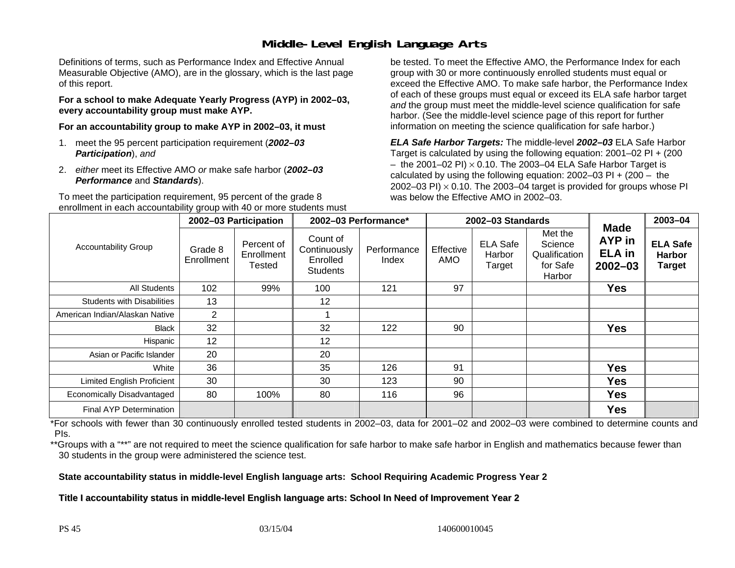# Middle-Level English Language Arts

Definitions of terms, such as Performance Index and Effective Annual Measurable Objective (AMO), are in the glossary, which is the last page of this report.

**For a school to make Adequate Yearly Progress (AYP) in 2002–03, every accountability group must make AYP.**

**For an accountability group to make AYP in 2002–03, it must**

1. meet the 95 percent participation requirement (***2002–03 Participation***), *and*
2. *either* meet its Effective AMO *or* make safe harbor (***2002–03 Performance*** and ***Standards***).

To meet the participation requirement, 95 percent of the grade 8 enrollment in each accountability group with 40 or more students must be tested. To meet the Effective AMO, the Performance Index for each group with 30 or more continuously enrolled students must equal or exceed the Effective AMO. To make safe harbor, the Performance Index of each of these groups must equal or exceed its ELA safe harbor target *and* the group must meet the middle-level science qualification for safe harbor. (See the middle-level science page of this report for further information on meeting the science qualification for safe harbor.)

***ELA Safe Harbor Targets:*** The middle-level ***2002–03*** ELA Safe Harbor Target is calculated by using the following equation: 2001–02 PI + (200 – the 2001–02 PI) × 0.10. The 2003–04 ELA Safe Harbor Target is calculated by using the following equation: 2002–03 PI + (200 – the 2002–03 PI) × 0.10. The 2003–04 target is provided for groups whose PI was below the Effective AMO in 2002–03.

| Accountability Group | 2002–03 Participation | | 2002–03 Performance* | | 2002–03 Standards | | | Made AYP in ELA in 2002–03 | 2003–04 |
|---|---|---|---|---|---|---|---|---|---|
| | Grade 8 Enrollment | Percent of Enrollment Tested | Count of Continuously Enrolled Students | Performance Index | Effective AMO | ELA Safe Harbor Target | Met the Science Qualification for Safe Harbor | | ELA Safe Harbor Target |
| All Students | 102 | 99% | 100 | 121 | 97 | | | Yes | |
| Students with Disabilities | 13 | | 12 | | | | | | |
| American Indian/Alaskan Native | 2 | | 1 | | | | | | |
| Black | 32 | | 32 | 122 | 90 | | | Yes | |
| Hispanic | 12 | | 12 | | | | | | |
| Asian or Pacific Islander | 20 | | 20 | | | | | | |
| White | 36 | | 35 | 126 | 91 | | | Yes | |
| Limited English Proficient | 30 | | 30 | 123 | 90 | | | Yes | |
| Economically Disadvantaged | 80 | 100% | 80 | 116 | 96 | | | Yes | |
| Final AYP Determination | | | | | | | | Yes | |

*For schools with fewer than 30 continuously enrolled tested students in 2002–03, data for 2001–02 and 2002–03 were combined to determine counts and PIs.

**Groups with a "**" are not required to meet the science qualification for safe harbor to make safe harbor in English and mathematics because fewer than 30 students in the group were administered the science test.

**State accountability status in middle-level English language arts: School Requiring Academic Progress Year 2**

**Title I accountability status in middle-level English language arts: School In Need of Improvement Year 2**

PS 45 03/15/04 140600010045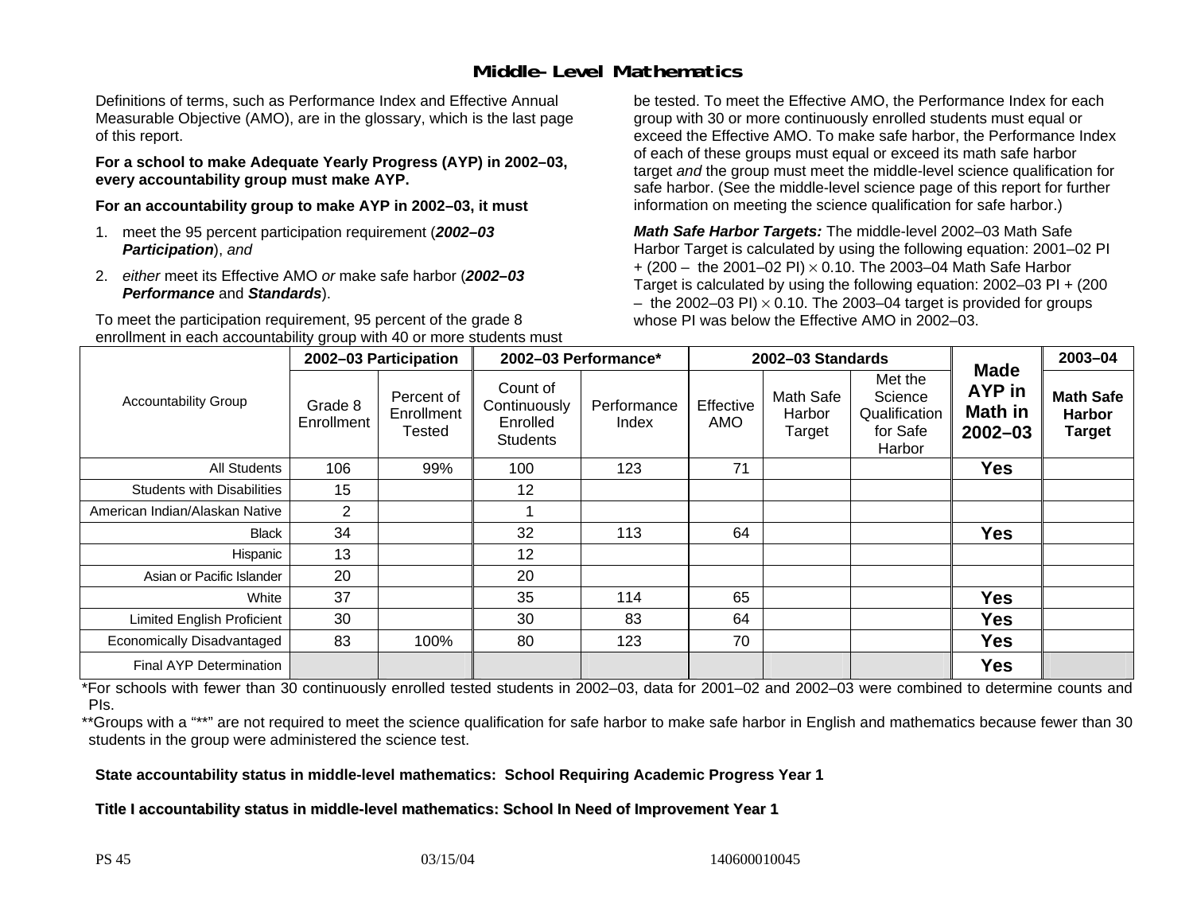# Middle-Level Mathematics

Definitions of terms, such as Performance Index and Effective Annual Measurable Objective (AMO), are in the glossary, which is the last page of this report.

**For a school to make Adequate Yearly Progress (AYP) in 2002–03, every accountability group must make AYP.**

**For an accountability group to make AYP in 2002–03, it must**

1. meet the 95 percent participation requirement (***2002–03 Participation***), *and*
2. *either* meet its Effective AMO *or* make safe harbor (***2002–03 Performance*** and ***Standards***).

To meet the participation requirement, 95 percent of the grade 8 enrollment in each accountability group with 40 or more students must be tested. To meet the Effective AMO, the Performance Index for each group with 30 or more continuously enrolled students must equal or exceed the Effective AMO. To make safe harbor, the Performance Index of each of these groups must equal or exceed its math safe harbor target *and* the group must meet the middle-level science qualification for safe harbor. (See the middle-level science page of this report for further information on meeting the science qualification for safe harbor.)

***Math Safe Harbor Targets:*** The middle-level 2002–03 Math Safe Harbor Target is calculated by using the following equation: 2001–02 PI + (200 – the 2001–02 PI) $\times$ 0.10. The 2003–04 Math Safe Harbor Target is calculated by using the following equation: 2002–03 PI + (200 – the 2002–03 PI) $\times$ 0.10. The 2003–04 target is provided for groups whose PI was below the Effective AMO in 2002–03.

| Accountability Group | 2002–03 Participation | | 2002–03 Performance* | | 2002–03 Standards | | | Made AYP in Math in 2002–03 | 2003–04 |
|---|---|---|---|---|---|---|---|---|---|
| | Grade 8 Enrollment | Percent of Enrollment Tested | Count of Continuously Enrolled Students | Performance Index | Effective AMO | Math Safe Harbor Target | Met the Science Qualification for Safe Harbor | | Math Safe Harbor Target |
| All Students | 106 | 99% | 100 | 123 | 71 | | | **Yes** | |
| Students with Disabilities | 15 | | 12 | | | | | | |
| American Indian/Alaskan Native | 2 | | 1 | | | | | | |
| Black | 34 | | 32 | 113 | 64 | | | **Yes** | |
| Hispanic | 13 | | 12 | | | | | | |
| Asian or Pacific Islander | 20 | | 20 | | | | | | |
| White | 37 | | 35 | 114 | 65 | | | **Yes** | |
| Limited English Proficient | 30 | | 30 | 83 | 64 | | | **Yes** | |
| Economically Disadvantaged | 83 | 100% | 80 | 123 | 70 | | | **Yes** | |
| Final AYP Determination | | | | | | | | **Yes** | |

*For schools with fewer than 30 continuously enrolled tested students in 2002–03, data for 2001–02 and 2002–03 were combined to determine counts and PIs.

**Groups with a "**" are not required to meet the science qualification for safe harbor to make safe harbor in English and mathematics because fewer than 30 students in the group were administered the science test.

**State accountability status in middle-level mathematics: School Requiring Academic Progress Year 1**

**Title I accountability status in middle-level mathematics: School In Need of Improvement Year 1**

PS 45 03/15/04 140600010045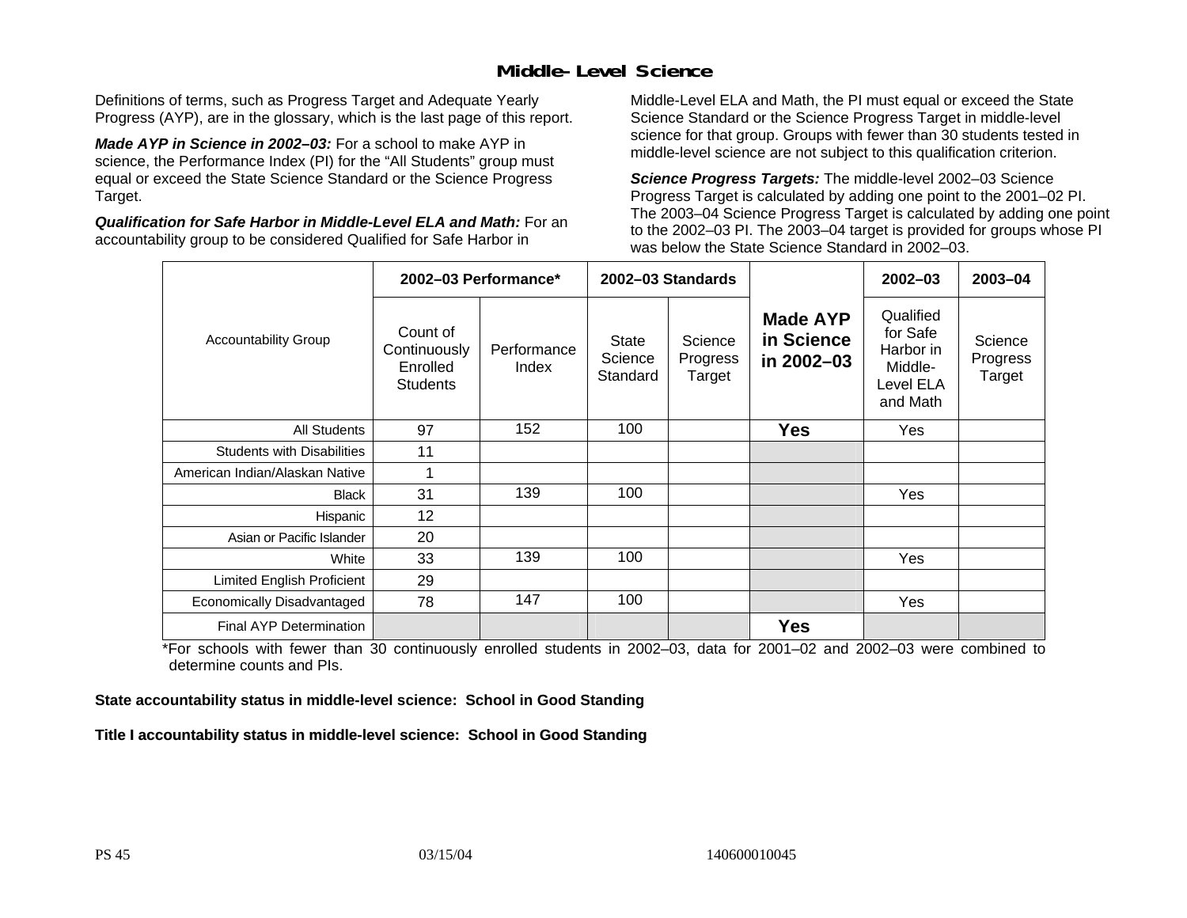# Middle-Level Science

Definitions of terms, such as Progress Target and Adequate Yearly Progress (AYP), are in the glossary, which is the last page of this report.

***Made AYP in Science in 2002–03:*** For a school to make AYP in science, the Performance Index (PI) for the "All Students" group must equal or exceed the State Science Standard or the Science Progress Target.

***Qualification for Safe Harbor in Middle-Level ELA and Math:*** For an accountability group to be considered Qualified for Safe Harbor in Middle-Level ELA and Math, the PI must equal or exceed the State Science Standard or the Science Progress Target in middle-level science for that group. Groups with fewer than 30 students tested in middle-level science are not subject to this qualification criterion.

***Science Progress Targets:*** The middle-level 2002–03 Science Progress Target is calculated by adding one point to the 2001–02 PI. The 2003–04 Science Progress Target is calculated by adding one point to the 2002–03 PI. The 2003–04 target is provided for groups whose PI was below the State Science Standard in 2002–03.

| Accountability Group | 2002–03 Performance* | | 2002–03 Standards | | Made AYP in Science in 2002–03 | 2002–03 | 2003–04 |
|---|---|---|---|---|---|---|---|
| | Count of Continuously Enrolled Students | Performance Index | State Science Standard | Science Progress Target | | Qualified for Safe Harbor in Middle-Level ELA and Math | Science Progress Target |
| All Students | 97 | 152 | 100 | | **Yes** | Yes | |
| Students with Disabilities | 11 | | | | | | |
| American Indian/Alaskan Native | 1 | | | | | | |
| Black | 31 | 139 | 100 | | | Yes | |
| Hispanic | 12 | | | | | | |
| Asian or Pacific Islander | 20 | | | | | | |
| White | 33 | 139 | 100 | | | Yes | |
| Limited English Proficient | 29 | | | | | | |
| Economically Disadvantaged | 78 | 147 | 100 | | | Yes | |
| Final AYP Determination | | | | | **Yes** | | |

*For schools with fewer than 30 continuously enrolled students in 2002–03, data for 2001–02 and 2002–03 were combined to determine counts and PIs.

**State accountability status in middle-level science: School in Good Standing**

**Title I accountability status in middle-level science: School in Good Standing**

PS 45 03/15/04 140600010045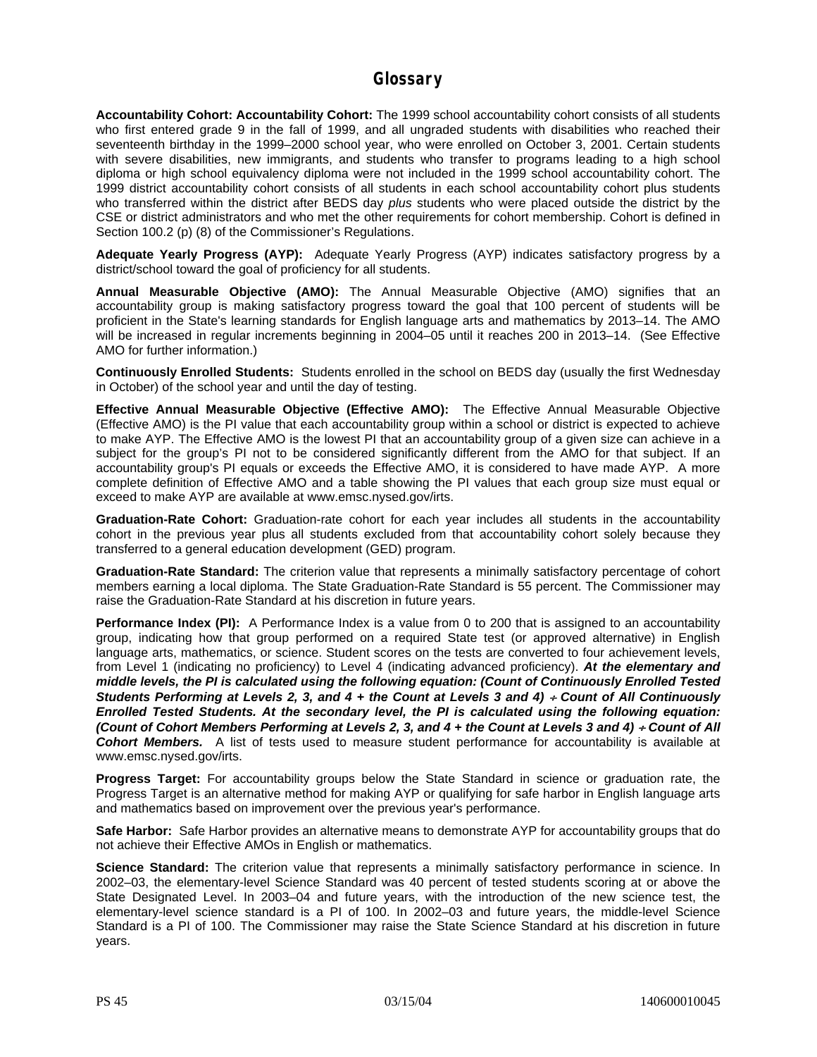# Glossary

**Accountability Cohort: Accountability Cohort:** The 1999 school accountability cohort consists of all students who first entered grade 9 in the fall of 1999, and all ungraded students with disabilities who reached their seventeenth birthday in the 1999–2000 school year, who were enrolled on October 3, 2001. Certain students with severe disabilities, new immigrants, and students who transfer to programs leading to a high school diploma or high school equivalency diploma were not included in the 1999 school accountability cohort. The 1999 district accountability cohort consists of all students in each school accountability cohort plus students who transferred within the district after BEDS day *plus* students who were placed outside the district by the CSE or district administrators and who met the other requirements for cohort membership. Cohort is defined in Section 100.2 (p) (8) of the Commissioner's Regulations.

**Adequate Yearly Progress (AYP):** Adequate Yearly Progress (AYP) indicates satisfactory progress by a district/school toward the goal of proficiency for all students.

**Annual Measurable Objective (AMO):** The Annual Measurable Objective (AMO) signifies that an accountability group is making satisfactory progress toward the goal that 100 percent of students will be proficient in the State's learning standards for English language arts and mathematics by 2013–14. The AMO will be increased in regular increments beginning in 2004–05 until it reaches 200 in 2013–14. (See Effective AMO for further information.)

**Continuously Enrolled Students:** Students enrolled in the school on BEDS day (usually the first Wednesday in October) of the school year and until the day of testing.

**Effective Annual Measurable Objective (Effective AMO):** The Effective Annual Measurable Objective (Effective AMO) is the PI value that each accountability group within a school or district is expected to achieve to make AYP. The Effective AMO is the lowest PI that an accountability group of a given size can achieve in a subject for the group's PI not to be considered significantly different from the AMO for that subject. If an accountability group's PI equals or exceeds the Effective AMO, it is considered to have made AYP. A more complete definition of Effective AMO and a table showing the PI values that each group size must equal or exceed to make AYP are available at www.emsc.nysed.gov/irts.

**Graduation-Rate Cohort:** Graduation-rate cohort for each year includes all students in the accountability cohort in the previous year plus all students excluded from that accountability cohort solely because they transferred to a general education development (GED) program.

**Graduation-Rate Standard:** The criterion value that represents a minimally satisfactory percentage of cohort members earning a local diploma. The State Graduation-Rate Standard is 55 percent. The Commissioner may raise the Graduation-Rate Standard at his discretion in future years.

**Performance Index (PI):** A Performance Index is a value from 0 to 200 that is assigned to an accountability group, indicating how that group performed on a required State test (or approved alternative) in English language arts, mathematics, or science. Student scores on the tests are converted to four achievement levels, from Level 1 (indicating no proficiency) to Level 4 (indicating advanced proficiency). ***At the elementary and middle levels, the PI is calculated using the following equation: (Count of Continuously Enrolled Tested Students Performing at Levels 2, 3, and 4 + the Count at Levels 3 and 4) ÷ Count of All Continuously Enrolled Tested Students. At the secondary level, the PI is calculated using the following equation: (Count of Cohort Members Performing at Levels 2, 3, and 4 + the Count at Levels 3 and 4) ÷ Count of All Cohort Members.*** A list of tests used to measure student performance for accountability is available at www.emsc.nysed.gov/irts.

**Progress Target:** For accountability groups below the State Standard in science or graduation rate, the Progress Target is an alternative method for making AYP or qualifying for safe harbor in English language arts and mathematics based on improvement over the previous year's performance.

**Safe Harbor:** Safe Harbor provides an alternative means to demonstrate AYP for accountability groups that do not achieve their Effective AMOs in English or mathematics.

**Science Standard:** The criterion value that represents a minimally satisfactory performance in science. In 2002–03, the elementary-level Science Standard was 40 percent of tested students scoring at or above the State Designated Level. In 2003–04 and future years, with the introduction of the new science test, the elementary-level science standard is a PI of 100. In 2002–03 and future years, the middle-level Science Standard is a PI of 100. The Commissioner may raise the State Science Standard at his discretion in future years.